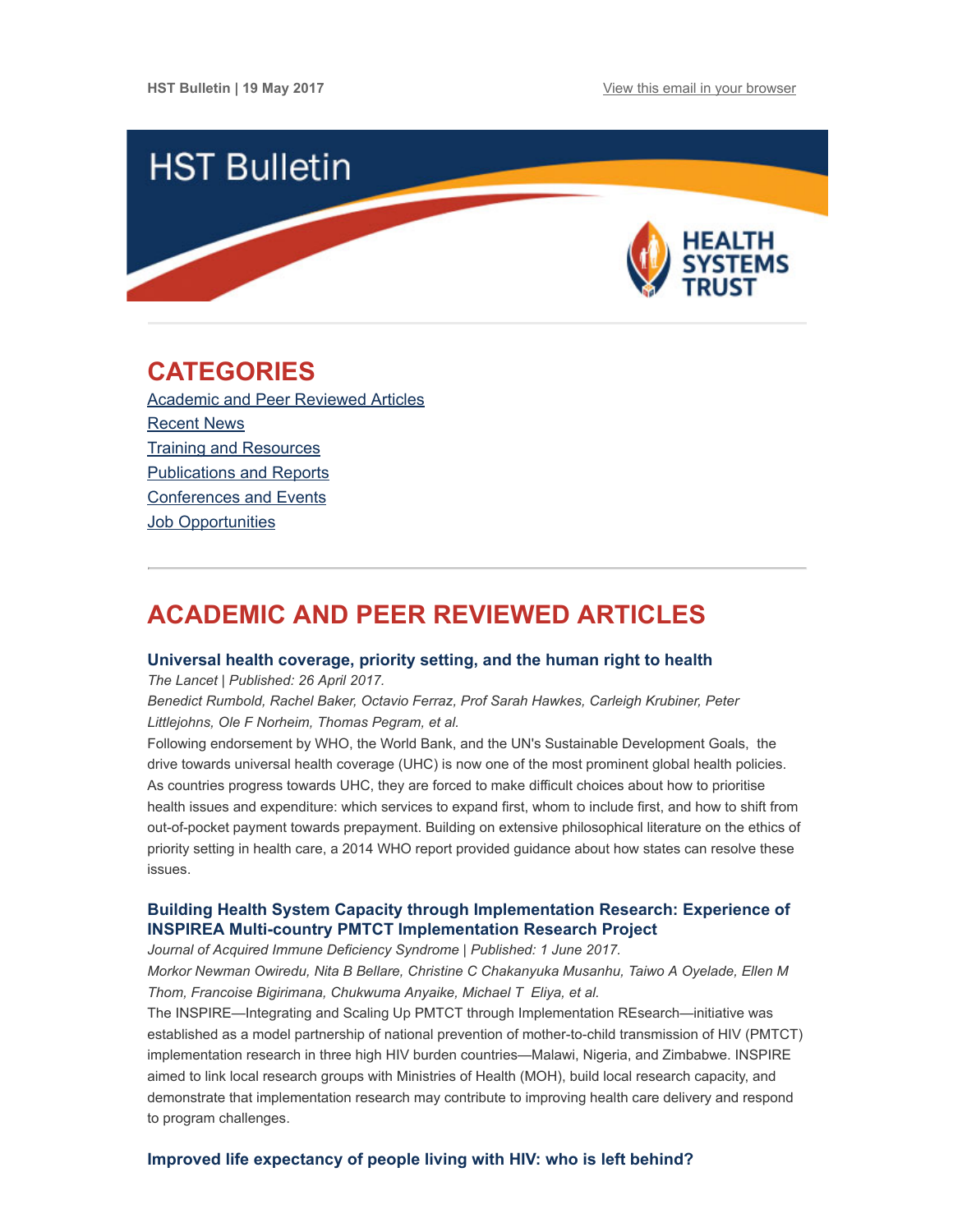HST Bulletin | 19 May 2017 View this email in your browser

# HST Bulletin

HEALTH SYSTEMS TRUST

## CATEGORIES

Academic and Peer Reviewed Articles
Recent News
Training and Resources
Publications and Reports
Conferences and Events
Job Opportunities

## ACADEMIC AND PEER REVIEWED ARTICLES

### Universal health coverage, priority setting, and the human right to health

*The Lancet | Published: 26 April 2017.*
*Benedict Rumbold, Rachel Baker, Octavio Ferraz, Prof Sarah Hawkes, Carleigh Krubiner, Peter Littlejohns, Ole F Norheim, Thomas Pegram, et al.*

Following endorsement by WHO, the World Bank, and the UN's Sustainable Development Goals, the drive towards universal health coverage (UHC) is now one of the most prominent global health policies. As countries progress towards UHC, they are forced to make difficult choices about how to prioritise health issues and expenditure: which services to expand first, whom to include first, and how to shift from out-of-pocket payment towards prepayment. Building on extensive philosophical literature on the ethics of priority setting in health care, a 2014 WHO report provided guidance about how states can resolve these issues.

### Building Health System Capacity through Implementation Research: Experience of INSPIREA Multi-country PMTCT Implementation Research Project

*Journal of Acquired Immune Deficiency Syndrome | Published: 1 June 2017.*
*Morkor Newman Owiredu, Nita B Bellare, Christine C Chakanyuka Musanhu, Taiwo A Oyelade, Ellen M Thom, Francoise Bigirimana, Chukwuma Anyaike, Michael T Eliya, et al.*

The INSPIRE—Integrating and Scaling Up PMTCT through Implementation REsearch—initiative was established as a model partnership of national prevention of mother-to-child transmission of HIV (PMTCT) implementation research in three high HIV burden countries—Malawi, Nigeria, and Zimbabwe. INSPIRE aimed to link local research groups with Ministries of Health (MOH), build local research capacity, and demonstrate that implementation research may contribute to improving health care delivery and respond to program challenges.

### Improved life expectancy of people living with HIV: who is left behind?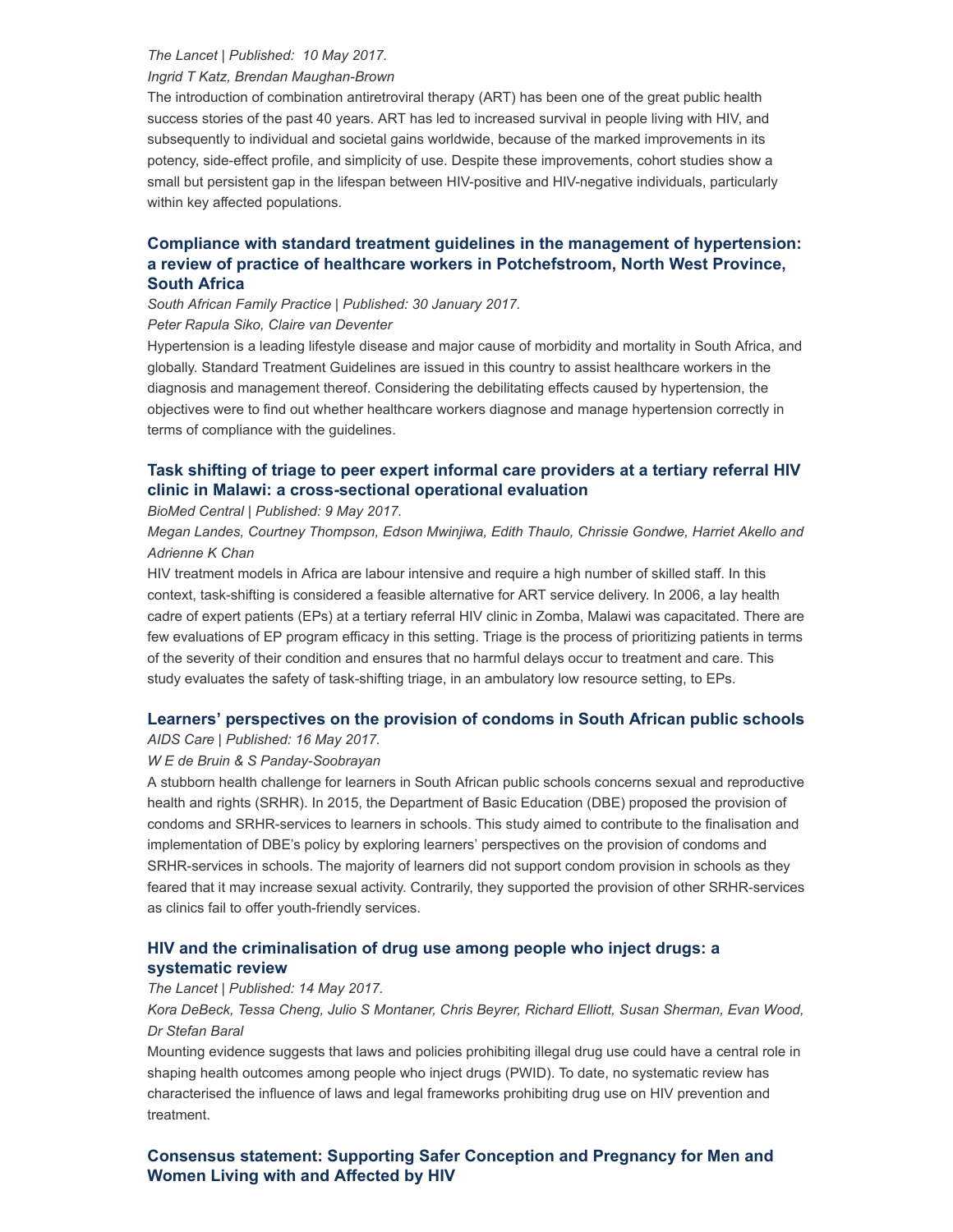*The Lancet | Published: 10 May 2017.*

*Ingrid T Katz, Brendan Maughan-Brown*

The introduction of combination antiretroviral therapy (ART) has been one of the great public health success stories of the past 40 years. ART has led to increased survival in people living with HIV, and subsequently to individual and societal gains worldwide, because of the marked improvements in its potency, side-effect profile, and simplicity of use. Despite these improvements, cohort studies show a small but persistent gap in the lifespan between HIV-positive and HIV-negative individuals, particularly within key affected populations.

### Compliance with standard treatment guidelines in the management of hypertension: a review of practice of healthcare workers in Potchefstroom, North West Province, South Africa

*South African Family Practice | Published: 30 January 2017.*

*Peter Rapula Siko, Claire van Deventer*

Hypertension is a leading lifestyle disease and major cause of morbidity and mortality in South Africa, and globally. Standard Treatment Guidelines are issued in this country to assist healthcare workers in the diagnosis and management thereof. Considering the debilitating effects caused by hypertension, the objectives were to find out whether healthcare workers diagnose and manage hypertension correctly in terms of compliance with the guidelines.

### Task shifting of triage to peer expert informal care providers at a tertiary referral HIV clinic in Malawi: a cross-sectional operational evaluation

*BioMed Central | Published: 9 May 2017.*

*Megan Landes, Courtney Thompson, Edson Mwinjiwa, Edith Thaulo, Chrissie Gondwe, Harriet Akello and Adrienne K Chan*

HIV treatment models in Africa are labour intensive and require a high number of skilled staff. In this context, task-shifting is considered a feasible alternative for ART service delivery. In 2006, a lay health cadre of expert patients (EPs) at a tertiary referral HIV clinic in Zomba, Malawi was capacitated. There are few evaluations of EP program efficacy in this setting. Triage is the process of prioritizing patients in terms of the severity of their condition and ensures that no harmful delays occur to treatment and care. This study evaluates the safety of task-shifting triage, in an ambulatory low resource setting, to EPs.

### Learners' perspectives on the provision of condoms in South African public schools

*AIDS Care | Published: 16 May 2017.*

*W E de Bruin & S Panday-Soobrayan*

A stubborn health challenge for learners in South African public schools concerns sexual and reproductive health and rights (SRHR). In 2015, the Department of Basic Education (DBE) proposed the provision of condoms and SRHR-services to learners in schools. This study aimed to contribute to the finalisation and implementation of DBE's policy by exploring learners' perspectives on the provision of condoms and SRHR-services in schools. The majority of learners did not support condom provision in schools as they feared that it may increase sexual activity. Contrarily, they supported the provision of other SRHR-services as clinics fail to offer youth-friendly services.

### HIV and the criminalisation of drug use among people who inject drugs: a systematic review

*The Lancet | Published: 14 May 2017.*

*Kora DeBeck, Tessa Cheng, Julio S Montaner, Chris Beyrer, Richard Elliott, Susan Sherman, Evan Wood, Dr Stefan Baral*

Mounting evidence suggests that laws and policies prohibiting illegal drug use could have a central role in shaping health outcomes among people who inject drugs (PWID). To date, no systematic review has characterised the influence of laws and legal frameworks prohibiting drug use on HIV prevention and treatment.

### Consensus statement: Supporting Safer Conception and Pregnancy for Men and Women Living with and Affected by HIV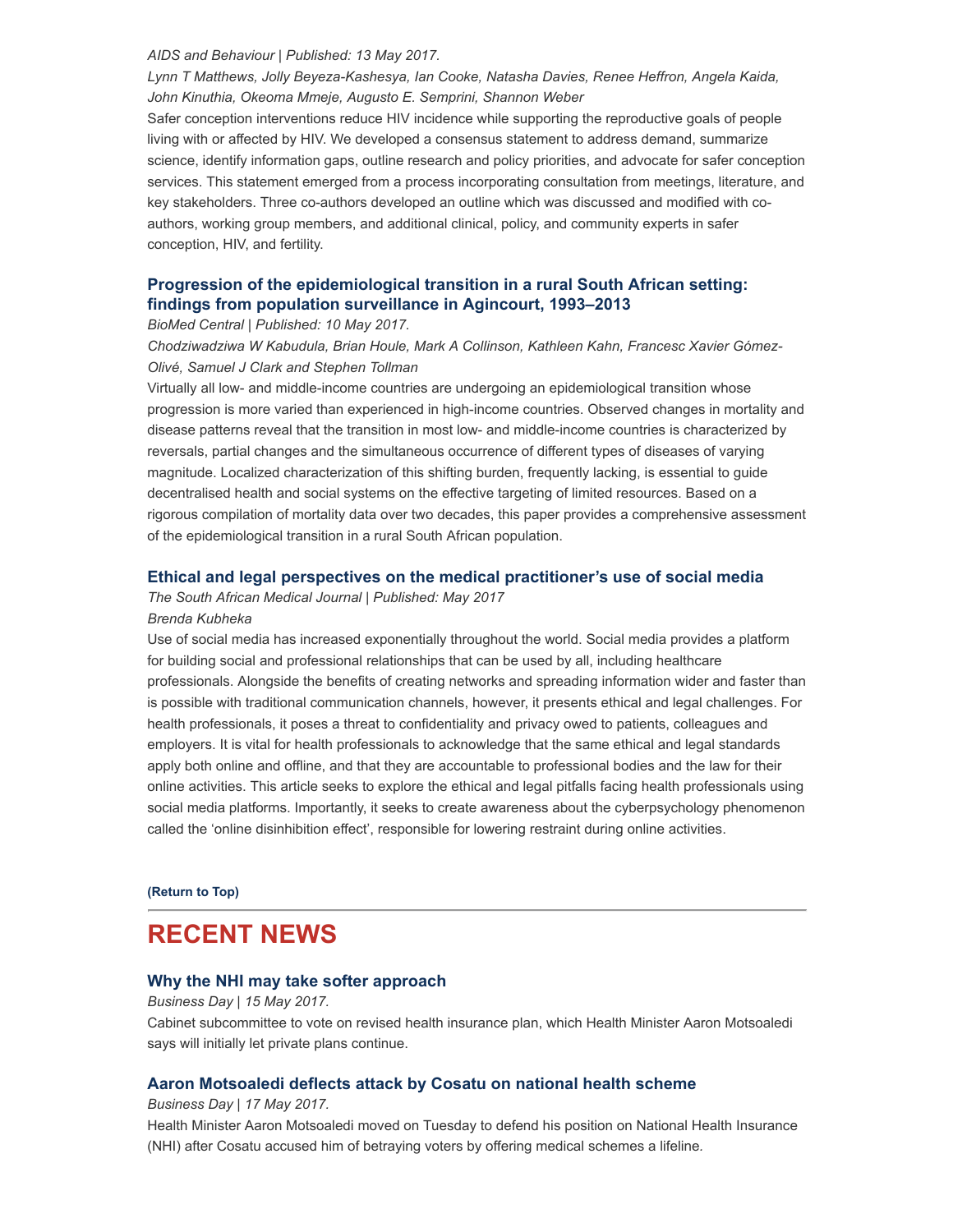*AIDS and Behaviour | Published: 13 May 2017.*

*Lynn T Matthews, Jolly Beyeza-Kashesya, Ian Cooke, Natasha Davies, Renee Heffron, Angela Kaida, John Kinuthia, Okeoma Mmeje, Augusto E. Semprini, Shannon Weber*

Safer conception interventions reduce HIV incidence while supporting the reproductive goals of people living with or affected by HIV. We developed a consensus statement to address demand, summarize science, identify information gaps, outline research and policy priorities, and advocate for safer conception services. This statement emerged from a process incorporating consultation from meetings, literature, and key stakeholders. Three co-authors developed an outline which was discussed and modified with co-authors, working group members, and additional clinical, policy, and community experts in safer conception, HIV, and fertility.

### Progression of the epidemiological transition in a rural South African setting: findings from population surveillance in Agincourt, 1993–2013

*BioMed Central | Published: 10 May 2017.*

*Chodziwadziwa W Kabudula, Brian Houle, Mark A Collinson, Kathleen Kahn, Francesc Xavier Gómez-Olivé, Samuel J Clark and Stephen Tollman*

Virtually all low- and middle-income countries are undergoing an epidemiological transition whose progression is more varied than experienced in high-income countries. Observed changes in mortality and disease patterns reveal that the transition in most low- and middle-income countries is characterized by reversals, partial changes and the simultaneous occurrence of different types of diseases of varying magnitude. Localized characterization of this shifting burden, frequently lacking, is essential to guide decentralised health and social systems on the effective targeting of limited resources. Based on a rigorous compilation of mortality data over two decades, this paper provides a comprehensive assessment of the epidemiological transition in a rural South African population.

### Ethical and legal perspectives on the medical practitioner's use of social media

*The South African Medical Journal | Published: May 2017*

*Brenda Kubheka*

Use of social media has increased exponentially throughout the world. Social media provides a platform for building social and professional relationships that can be used by all, including healthcare professionals. Alongside the benefits of creating networks and spreading information wider and faster than is possible with traditional communication channels, however, it presents ethical and legal challenges. For health professionals, it poses a threat to confidentiality and privacy owed to patients, colleagues and employers. It is vital for health professionals to acknowledge that the same ethical and legal standards apply both online and offline, and that they are accountable to professional bodies and the law for their online activities. This article seeks to explore the ethical and legal pitfalls facing health professionals using social media platforms. Importantly, it seeks to create awareness about the cyberpsychology phenomenon called the 'online disinhibition effect', responsible for lowering restraint during online activities.

**(Return to Top)**

## RECENT NEWS

### Why the NHI may take softer approach

*Business Day | 15 May 2017.*

Cabinet subcommittee to vote on revised health insurance plan, which Health Minister Aaron Motsoaledi says will initially let private plans continue.

### Aaron Motsoaledi deflects attack by Cosatu on national health scheme

*Business Day | 17 May 2017.*

Health Minister Aaron Motsoaledi moved on Tuesday to defend his position on National Health Insurance (NHI) after Cosatu accused him of betraying voters by offering medical schemes a lifeline.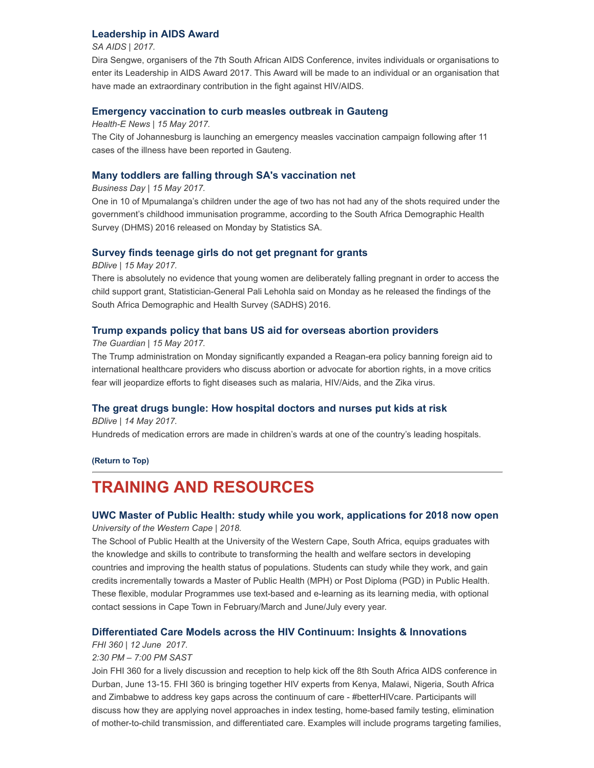### Leadership in AIDS Award

*SA AIDS | 2017.*

Dira Sengwe, organisers of the 7th South African AIDS Conference, invites individuals or organisations to enter its Leadership in AIDS Award 2017. This Award will be made to an individual or an organisation that have made an extraordinary contribution in the fight against HIV/AIDS.

### Emergency vaccination to curb measles outbreak in Gauteng

*Health-E News | 15 May 2017.*

The City of Johannesburg is launching an emergency measles vaccination campaign following after 11 cases of the illness have been reported in Gauteng.

### Many toddlers are falling through SA's vaccination net

*Business Day | 15 May 2017.*

One in 10 of Mpumalanga's children under the age of two has not had any of the shots required under the government's childhood immunisation programme, according to the South Africa Demographic Health Survey (DHMS) 2016 released on Monday by Statistics SA.

### Survey finds teenage girls do not get pregnant for grants

*BDlive | 15 May 2017.*

There is absolutely no evidence that young women are deliberately falling pregnant in order to access the child support grant, Statistician-General Pali Lehohla said on Monday as he released the findings of the South Africa Demographic and Health Survey (SADHS) 2016.

### Trump expands policy that bans US aid for overseas abortion providers

*The Guardian | 15 May 2017.*

The Trump administration on Monday significantly expanded a Reagan-era policy banning foreign aid to international healthcare providers who discuss abortion or advocate for abortion rights, in a move critics fear will jeopardize efforts to fight diseases such as malaria, HIV/Aids, and the Zika virus.

### The great drugs bungle: How hospital doctors and nurses put kids at risk

*BDlive | 14 May 2017.*

Hundreds of medication errors are made in children's wards at one of the country's leading hospitals.

**(Return to Top)**

---

# TRAINING AND RESOURCES

### UWC Master of Public Health: study while you work, applications for 2018 now open

*University of the Western Cape | 2018.*

The School of Public Health at the University of the Western Cape, South Africa, equips graduates with the knowledge and skills to contribute to transforming the health and welfare sectors in developing countries and improving the health status of populations. Students can study while they work, and gain credits incrementally towards a Master of Public Health (MPH) or Post Diploma (PGD) in Public Health. These flexible, modular Programmes use text-based and e-learning as its learning media, with optional contact sessions in Cape Town in February/March and June/July every year.

### Differentiated Care Models across the HIV Continuum: Insights & Innovations

*FHI 360 | 12 June 2017.*

*2:30 PM – 7:00 PM SAST*

Join FHI 360 for a lively discussion and reception to help kick off the 8th South Africa AIDS conference in Durban, June 13-15. FHI 360 is bringing together HIV experts from Kenya, Malawi, Nigeria, South Africa and Zimbabwe to address key gaps across the continuum of care - #betterHIVcare. Participants will discuss how they are applying novel approaches in index testing, home-based family testing, elimination of mother-to-child transmission, and differentiated care. Examples will include programs targeting families,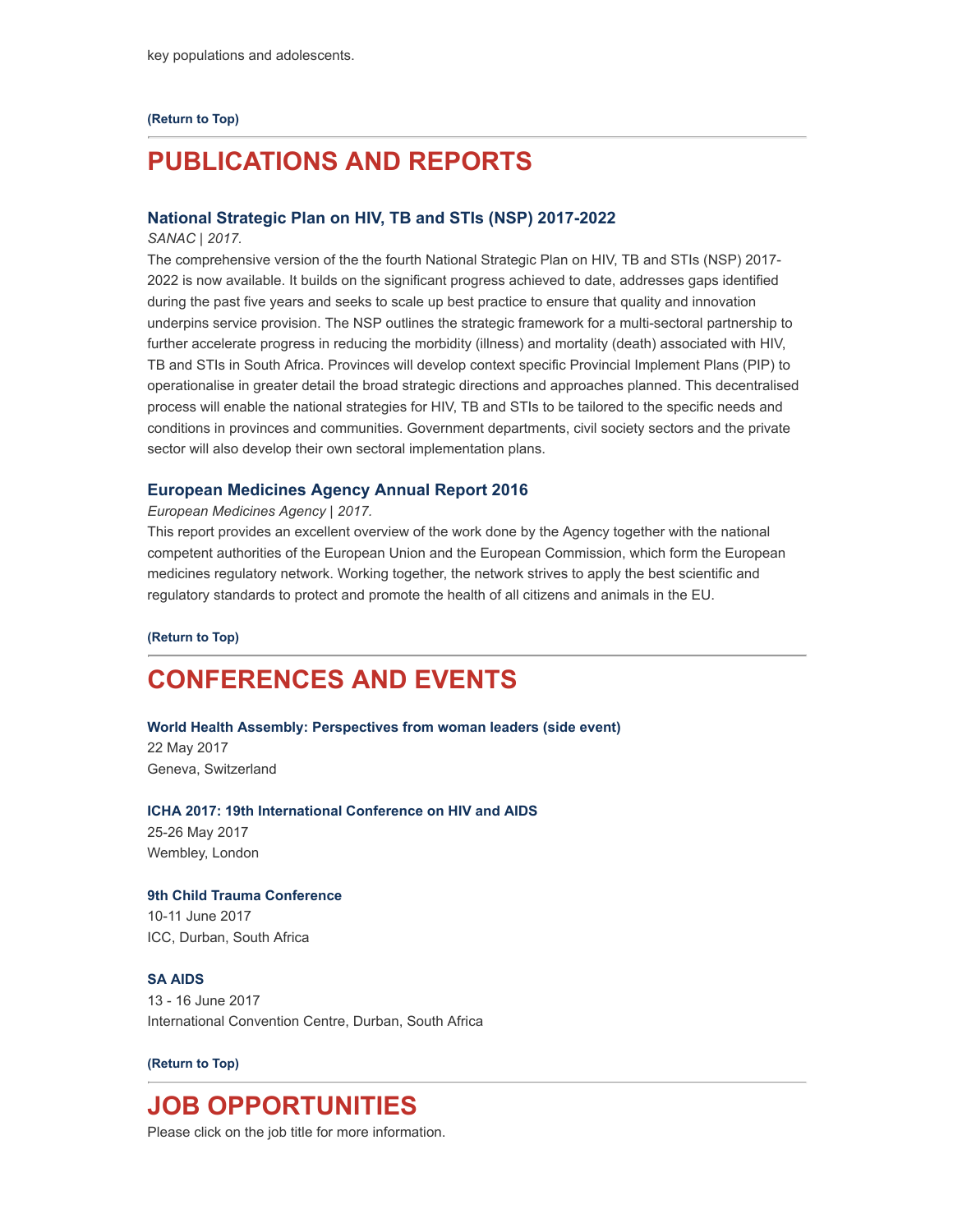key populations and adolescents.

**(Return to Top)**

---

# PUBLICATIONS AND REPORTS

### National Strategic Plan on HIV, TB and STIs (NSP) 2017-2022

*SANAC | 2017.*

The comprehensive version of the the fourth National Strategic Plan on HIV, TB and STIs (NSP) 2017-2022 is now available. It builds on the significant progress achieved to date, addresses gaps identified during the past five years and seeks to scale up best practice to ensure that quality and innovation underpins service provision. The NSP outlines the strategic framework for a multi-sectoral partnership to further accelerate progress in reducing the morbidity (illness) and mortality (death) associated with HIV, TB and STIs in South Africa. Provinces will develop context specific Provincial Implement Plans (PIP) to operationalise in greater detail the broad strategic directions and approaches planned. This decentralised process will enable the national strategies for HIV, TB and STIs to be tailored to the specific needs and conditions in provinces and communities. Government departments, civil society sectors and the private sector will also develop their own sectoral implementation plans.

### European Medicines Agency Annual Report 2016

*European Medicines Agency | 2017.*

This report provides an excellent overview of the work done by the Agency together with the national competent authorities of the European Union and the European Commission, which form the European medicines regulatory network. Working together, the network strives to apply the best scientific and regulatory standards to protect and promote the health of all citizens and animals in the EU.

**(Return to Top)**

---

# CONFERENCES AND EVENTS

**World Health Assembly: Perspectives from woman leaders (side event)**
22 May 2017
Geneva, Switzerland

**ICHA 2017: 19th International Conference on HIV and AIDS**
25-26 May 2017
Wembley, London

**9th Child Trauma Conference**
10-11 June 2017
ICC, Durban, South Africa

**SA AIDS**
13 - 16 June 2017
International Convention Centre, Durban, South Africa

**(Return to Top)**

---

# JOB OPPORTUNITIES

Please click on the job title for more information.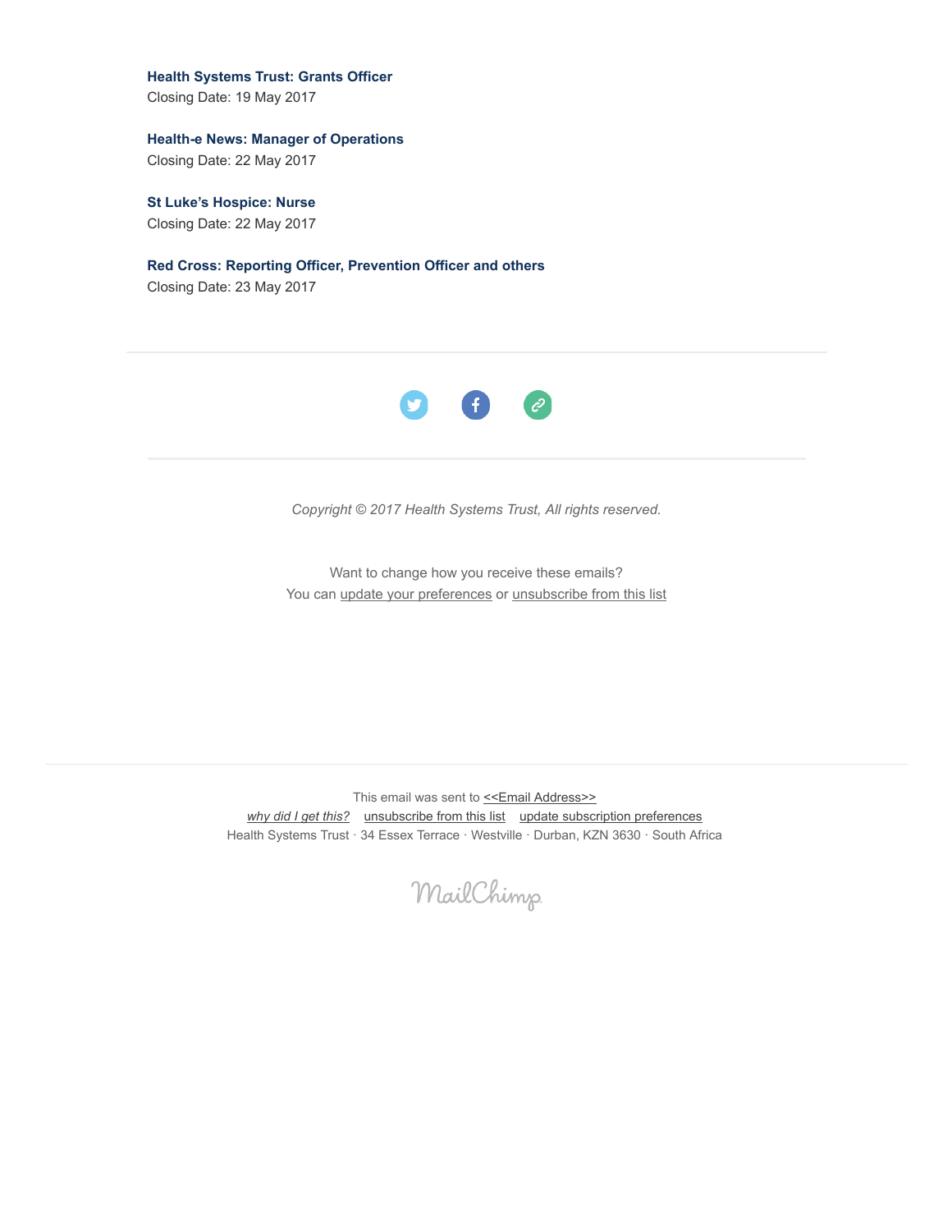**Health Systems Trust: Grants Officer**
Closing Date: 19 May 2017

**Health-e News: Manager of Operations**
Closing Date: 22 May 2017

**St Luke's Hospice: Nurse**
Closing Date: 22 May 2017

**Red Cross: Reporting Officer, Prevention Officer and others**
Closing Date: 23 May 2017

---

*Copyright © 2017 Health Systems Trust, All rights reserved.*

Want to change how you receive these emails?
You can update your preferences or unsubscribe from this list

---

This email was sent to <<Email Address>>
*why did I get this?* unsubscribe from this list update subscription preferences
Health Systems Trust · 34 Essex Terrace · Westville · Durban, KZN 3630 · South Africa

MailChimp